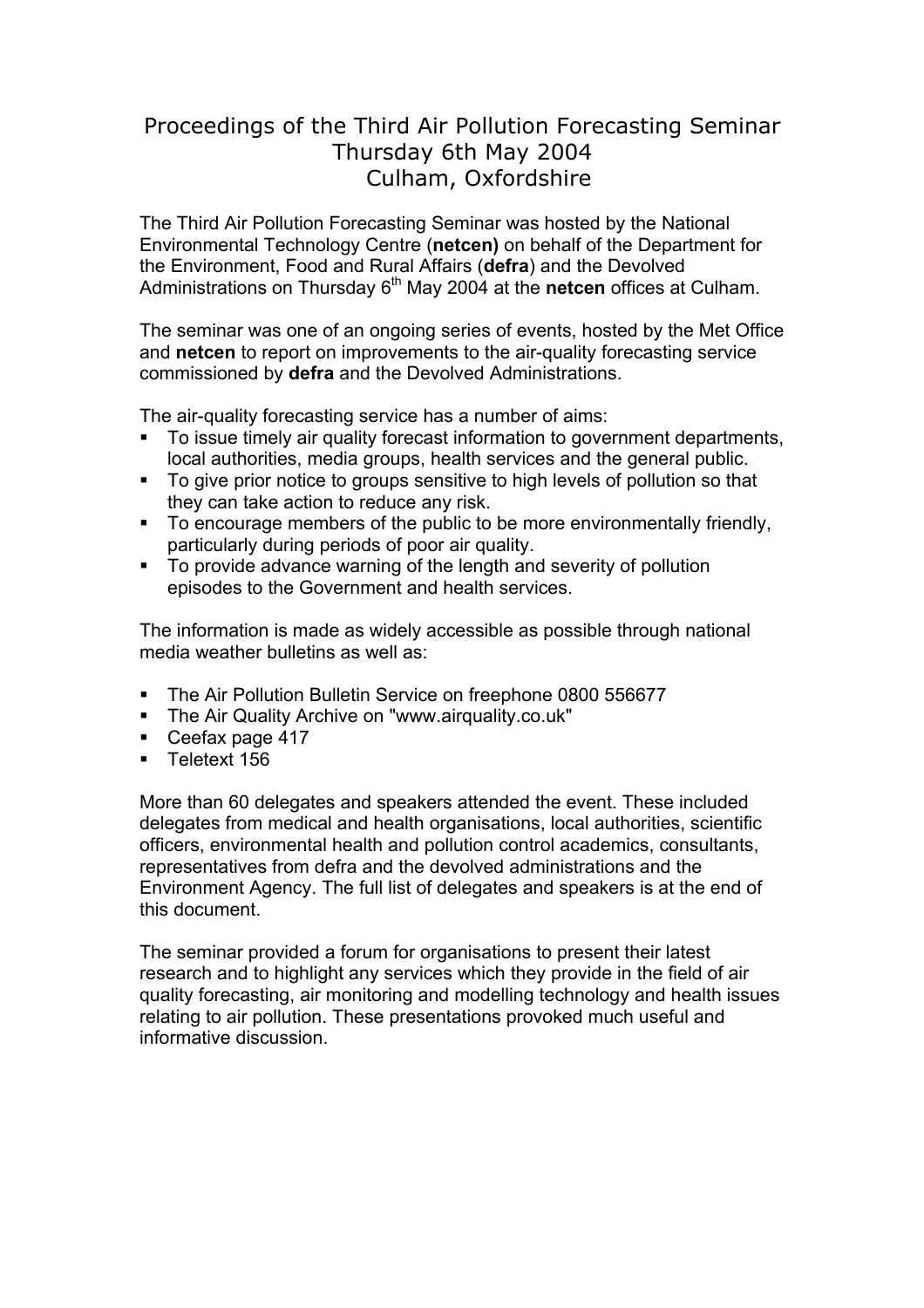# Proceedings of the Third Air Pollution Forecasting Seminar
## Thursday 6th May 2004
## Culham, Oxfordshire

The Third Air Pollution Forecasting Seminar was hosted by the National Environmental Technology Centre (**netcen)** on behalf of the Department for the Environment, Food and Rural Affairs (**defra**) and the Devolved Administrations on Thursday 6$^{th}$ May 2004 at the **netcen** offices at Culham.

The seminar was one of an ongoing series of events, hosted by the Met Office and **netcen** to report on improvements to the air-quality forecasting service commissioned by **defra** and the Devolved Administrations.

The air-quality forecasting service has a number of aims:

- To issue timely air quality forecast information to government departments, local authorities, media groups, health services and the general public.
- To give prior notice to groups sensitive to high levels of pollution so that they can take action to reduce any risk.
- To encourage members of the public to be more environmentally friendly, particularly during periods of poor air quality.
- To provide advance warning of the length and severity of pollution episodes to the Government and health services.

The information is made as widely accessible as possible through national media weather bulletins as well as:

- The Air Pollution Bulletin Service on freephone 0800 556677
- The Air Quality Archive on "www.airquality.co.uk"
- Ceefax page 417
- Teletext 156

More than 60 delegates and speakers attended the event. These included delegates from medical and health organisations, local authorities, scientific officers, environmental health and pollution control academics, consultants, representatives from defra and the devolved administrations and the Environment Agency. The full list of delegates and speakers is at the end of this document.

The seminar provided a forum for organisations to present their latest research and to highlight any services which they provide in the field of air quality forecasting, air monitoring and modelling technology and health issues relating to air pollution. These presentations provoked much useful and informative discussion.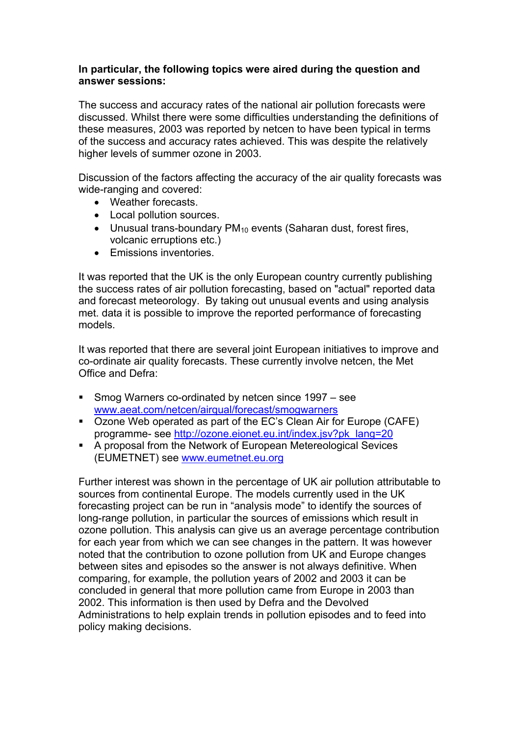**In particular, the following topics were aired during the question and answer sessions:**

The success and accuracy rates of the national air pollution forecasts were discussed. Whilst there were some difficulties understanding the definitions of these measures, 2003 was reported by netcen to have been typical in terms of the success and accuracy rates achieved. This was despite the relatively higher levels of summer ozone in 2003.

Discussion of the factors affecting the accuracy of the air quality forecasts was wide-ranging and covered:

- Weather forecasts.
- Local pollution sources.
- Unusual trans-boundary $PM_{10}$ events (Saharan dust, forest fires, volcanic erruptions etc.)
- Emissions inventories.

It was reported that the UK is the only European country currently publishing the success rates of air pollution forecasting, based on "actual" reported data and forecast meteorology. By taking out unusual events and using analysis met. data it is possible to improve the reported performance of forecasting models.

It was reported that there are several joint European initiatives to improve and co-ordinate air quality forecasts. These currently involve netcen, the Met Office and Defra:

- Smog Warners co-ordinated by netcen since 1997 – see www.aeat.com/netcen/airqual/forecast/smogwarners
- Ozone Web operated as part of the EC's Clean Air for Europe (CAFE) programme- see http://ozone.eionet.eu.int/index.jsv?pk_lang=20
- A proposal from the Network of European Metereological Sevices (EUMETNET) see www.eumetnet.eu.org

Further interest was shown in the percentage of UK air pollution attributable to sources from continental Europe. The models currently used in the UK forecasting project can be run in "analysis mode" to identify the sources of long-range pollution, in particular the sources of emissions which result in ozone pollution. This analysis can give us an average percentage contribution for each year from which we can see changes in the pattern. It was however noted that the contribution to ozone pollution from UK and Europe changes between sites and episodes so the answer is not always definitive. When comparing, for example, the pollution years of 2002 and 2003 it can be concluded in general that more pollution came from Europe in 2003 than 2002. This information is then used by Defra and the Devolved Administrations to help explain trends in pollution episodes and to feed into policy making decisions.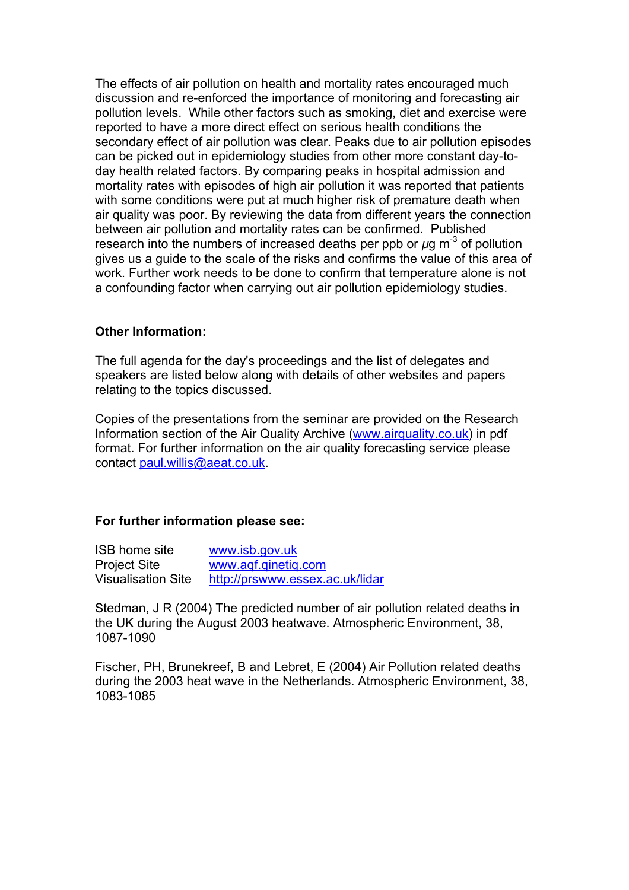The effects of air pollution on health and mortality rates encouraged much discussion and re-enforced the importance of monitoring and forecasting air pollution levels. While other factors such as smoking, diet and exercise were reported to have a more direct effect on serious health conditions the secondary effect of air pollution was clear. Peaks due to air pollution episodes can be picked out in epidemiology studies from other more constant day-to-day health related factors. By comparing peaks in hospital admission and mortality rates with episodes of high air pollution it was reported that patients with some conditions were put at much higher risk of premature death when air quality was poor. By reviewing the data from different years the connection between air pollution and mortality rates can be confirmed. Published research into the numbers of increased deaths per ppb or $\mu$g $m^{-3}$ of pollution gives us a guide to the scale of the risks and confirms the value of this area of work. Further work needs to be done to confirm that temperature alone is not a confounding factor when carrying out air pollution epidemiology studies.

**Other Information:**

The full agenda for the day's proceedings and the list of delegates and speakers are listed below along with details of other websites and papers relating to the topics discussed.

Copies of the presentations from the seminar are provided on the Research Information section of the Air Quality Archive (www.airquality.co.uk) in pdf format. For further information on the air quality forecasting service please contact paul.willis@aeat.co.uk.

**For further information please see:**

| | |
|---|---|
| ISB home site | www.isb.gov.uk |
| Project Site | www.aqf.qinetiq.com |
| Visualisation Site | http://prswww.essex.ac.uk/lidar |

Stedman, J R (2004) The predicted number of air pollution related deaths in the UK during the August 2003 heatwave. Atmospheric Environment, 38, 1087-1090

Fischer, PH, Brunekreef, B and Lebret, E (2004) Air Pollution related deaths during the 2003 heat wave in the Netherlands. Atmospheric Environment, 38, 1083-1085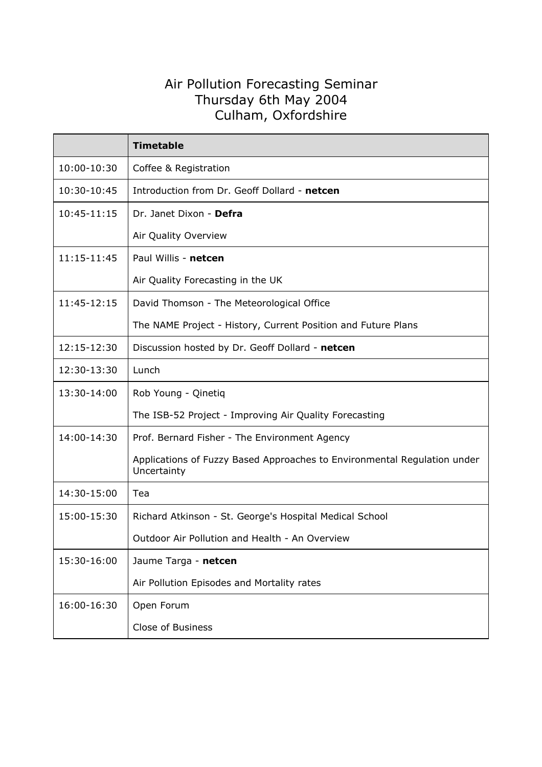# Air Pollution Forecasting Seminar
# Thursday 6th May 2004
# Culham, Oxfordshire

| | **Timetable** |
|---|---|
| 10:00-10:30 | Coffee & Registration |
| 10:30-10:45 | Introduction from Dr. Geoff Dollard - **netcen** |
| 10:45-11:15 | Dr. Janet Dixon - **Defra**<br>Air Quality Overview |
| 11:15-11:45 | Paul Willis - **netcen**<br>Air Quality Forecasting in the UK |
| 11:45-12:15 | David Thomson - The Meteorological Office<br>The NAME Project - History, Current Position and Future Plans |
| 12:15-12:30 | Discussion hosted by Dr. Geoff Dollard - **netcen** |
| 12:30-13:30 | Lunch |
| 13:30-14:00 | Rob Young - Qinetiq<br>The ISB-52 Project - Improving Air Quality Forecasting |
| 14:00-14:30 | Prof. Bernard Fisher - The Environment Agency<br>Applications of Fuzzy Based Approaches to Environmental Regulation under Uncertainty |
| 14:30-15:00 | Tea |
| 15:00-15:30 | Richard Atkinson - St. George's Hospital Medical School<br>Outdoor Air Pollution and Health - An Overview |
| 15:30-16:00 | Jaume Targa - **netcen**<br>Air Pollution Episodes and Mortality rates |
| 16:00-16:30 | Open Forum<br>Close of Business |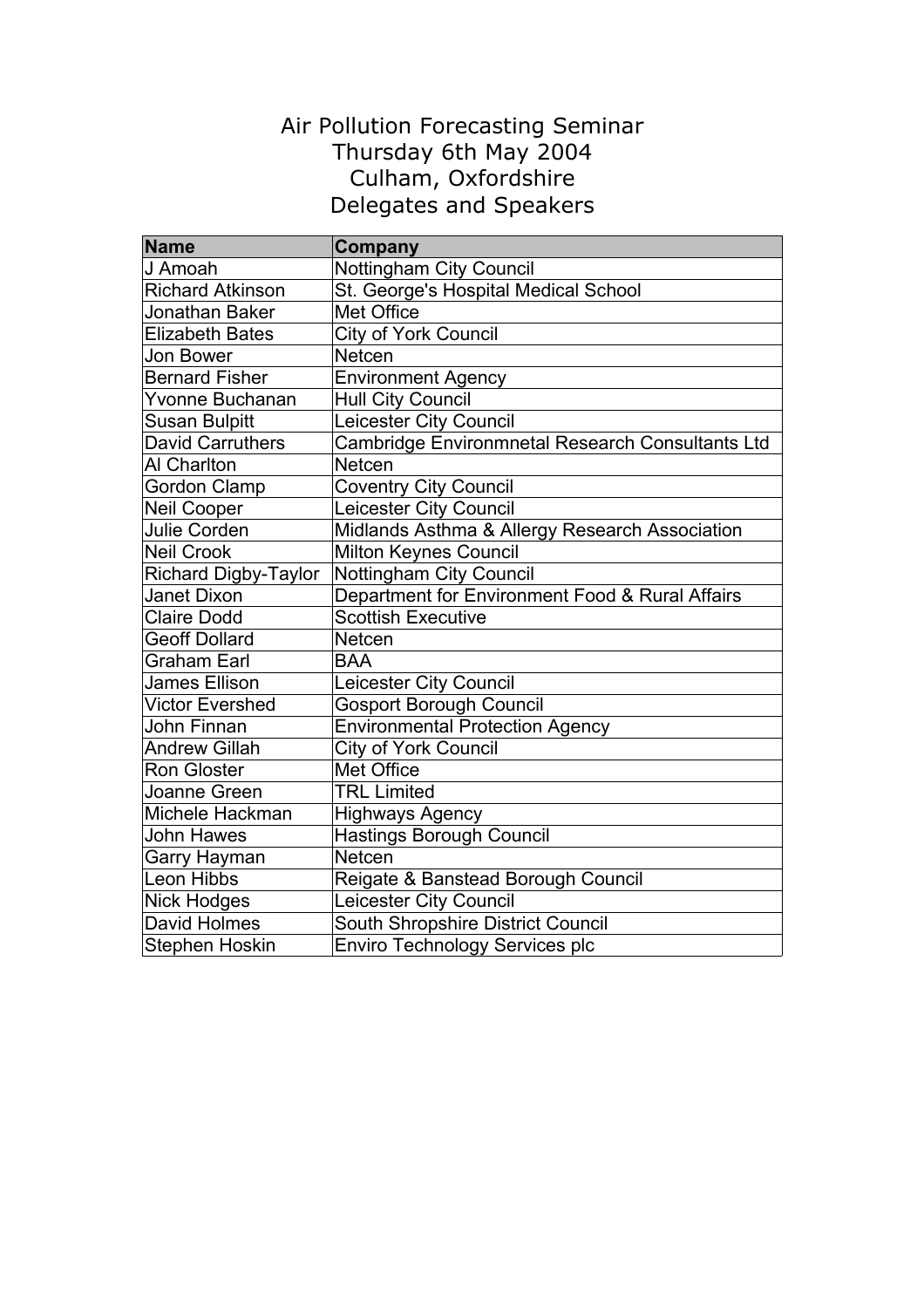# Air Pollution Forecasting Seminar
# Thursday 6th May 2004
# Culham, Oxfordshire
# Delegates and Speakers

| Name | Company |
|---|---|
| J Amoah | Nottingham City Council |
| Richard Atkinson | St. George's Hospital Medical School |
| Jonathan Baker | Met Office |
| Elizabeth Bates | City of York Council |
| Jon Bower | Netcen |
| Bernard Fisher | Environment Agency |
| Yvonne Buchanan | Hull City Council |
| Susan Bulpitt | Leicester City Council |
| David Carruthers | Cambridge Environmnetal Research Consultants Ltd |
| Al Charlton | Netcen |
| Gordon Clamp | Coventry City Council |
| Neil Cooper | Leicester City Council |
| Julie Corden | Midlands Asthma & Allergy Research Association |
| Neil Crook | Milton Keynes Council |
| Richard Digby-Taylor | Nottingham City Council |
| Janet Dixon | Department for Environment Food & Rural Affairs |
| Claire Dodd | Scottish Executive |
| Geoff Dollard | Netcen |
| Graham Earl | BAA |
| James Ellison | Leicester City Council |
| Victor Evershed | Gosport Borough Council |
| John Finnan | Environmental Protection Agency |
| Andrew Gillah | City of York Council |
| Ron Gloster | Met Office |
| Joanne Green | TRL Limited |
| Michele Hackman | Highways Agency |
| John Hawes | Hastings Borough Council |
| Garry Hayman | Netcen |
| Leon Hibbs | Reigate & Banstead Borough Council |
| Nick Hodges | Leicester City Council |
| David Holmes | South Shropshire District Council |
| Stephen Hoskin | Enviro Technology Services plc |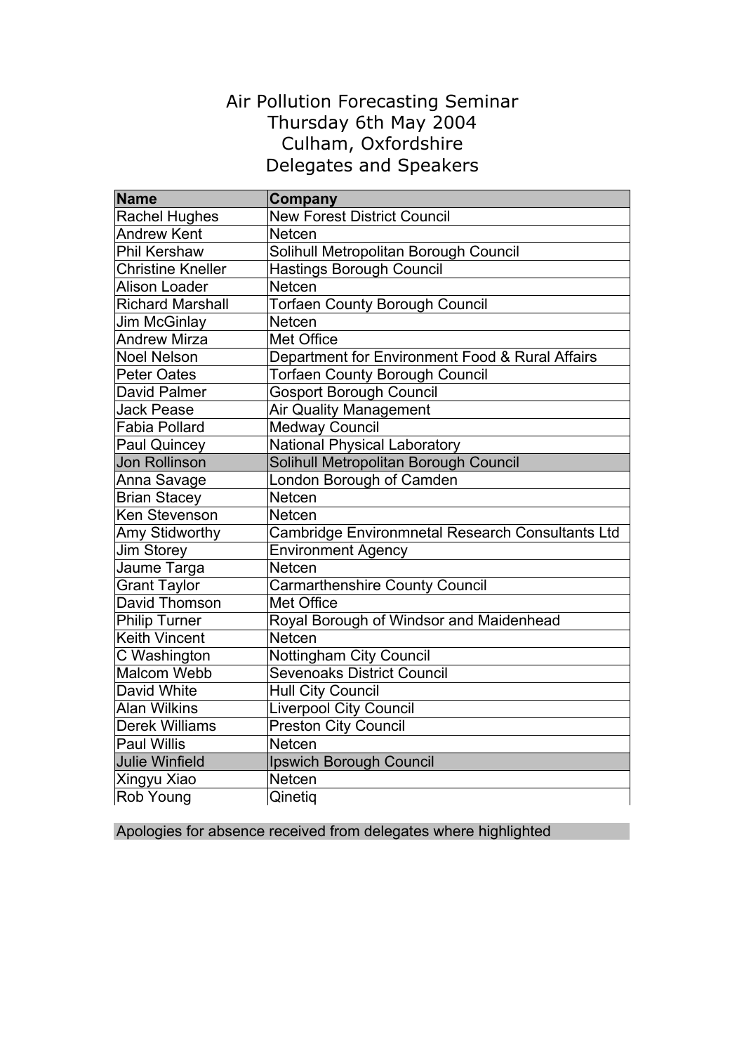# Air Pollution Forecasting Seminar
# Thursday 6th May 2004
# Culham, Oxfordshire
# Delegates and Speakers

| Name | Company |
|---|---|
| Rachel Hughes | New Forest District Council |
| Andrew Kent | Netcen |
| Phil Kershaw | Solihull Metropolitan Borough Council |
| Christine Kneller | Hastings Borough Council |
| Alison Loader | Netcen |
| Richard Marshall | Torfaen County Borough Council |
| Jim McGinlay | Netcen |
| Andrew Mirza | Met Office |
| Noel Nelson | Department for Environment Food & Rural Affairs |
| Peter Oates | Torfaen County Borough Council |
| David Palmer | Gosport Borough Council |
| Jack Pease | Air Quality Management |
| Fabia Pollard | Medway Council |
| Paul Quincey | National Physical Laboratory |
| Jon Rollinson | Solihull Metropolitan Borough Council |
| Anna Savage | London Borough of Camden |
| Brian Stacey | Netcen |
| Ken Stevenson | Netcen |
| Amy Stidworthy | Cambridge Environmnetal Research Consultants Ltd |
| Jim Storey | Environment Agency |
| Jaume Targa | Netcen |
| Grant Taylor | Carmarthenshire County Council |
| David Thomson | Met Office |
| Philip Turner | Royal Borough of Windsor and Maidenhead |
| Keith Vincent | Netcen |
| C Washington | Nottingham City Council |
| Malcom Webb | Sevenoaks District Council |
| David White | Hull City Council |
| Alan Wilkins | Liverpool City Council |
| Derek Williams | Preston City Council |
| Paul Willis | Netcen |
| Julie Winfield | Ipswich Borough Council |
| Xingyu Xiao | Netcen |
| Rob Young | Qinetiq |

Apologies for absence received from delegates where highlighted